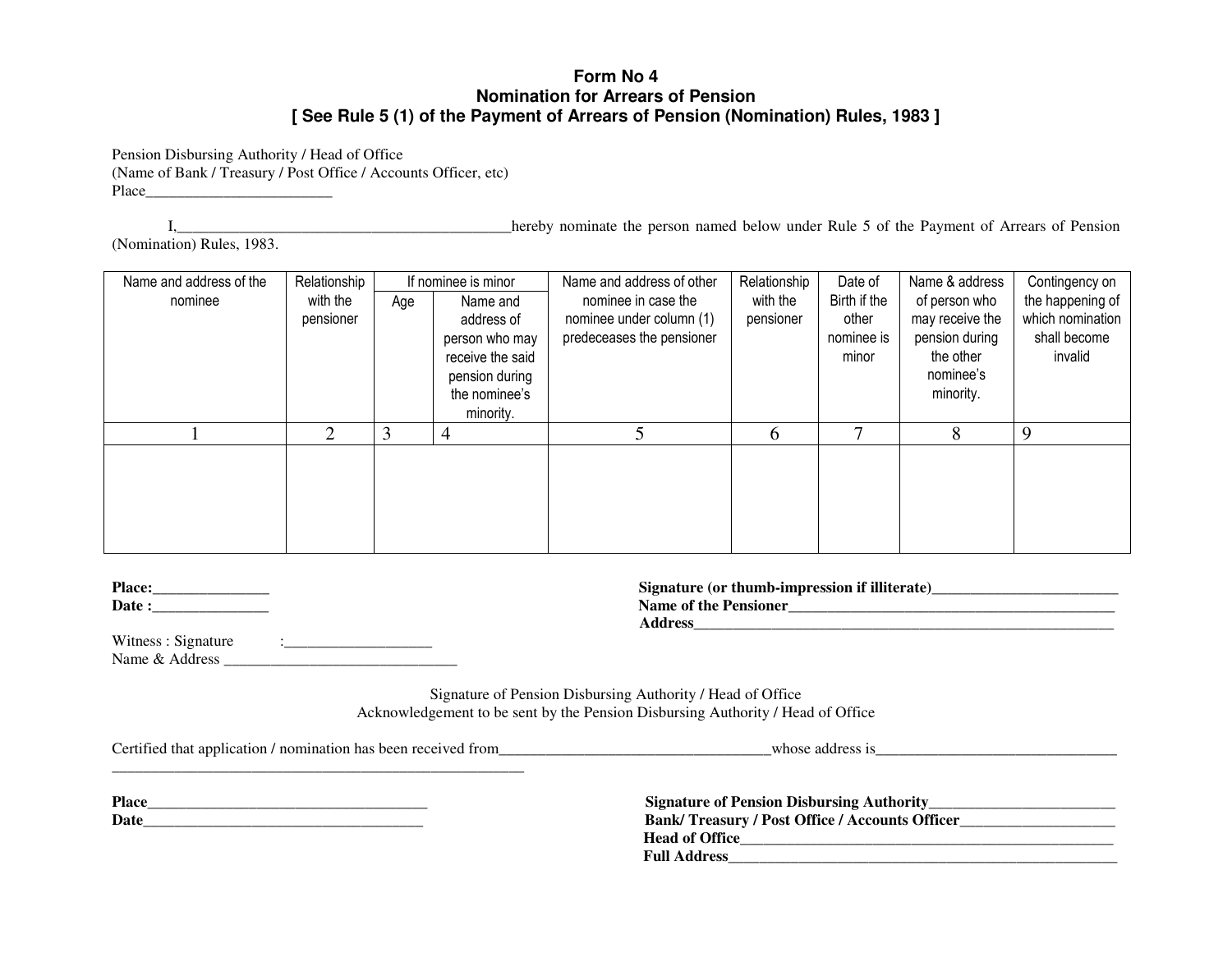# Form No 4
## Nomination for Arrears of Pension
### [ See Rule 5 (1) of the Payment of Arrears of Pension (Nomination) Rules, 1983 ]

Pension Disbursing Authority / Head of Office
(Name of Bank / Treasury / Post Office / Accounts Officer, etc)
Place________________________

I,___________________________________________hereby nominate the person named below under Rule 5 of the Payment of Arrears of Pension (Nomination) Rules, 1983.

| Name and address of the nominee | Relationship with the pensioner | If nominee is minor | | Name and address of other nominee in case the nominee under column (1) predeceases the pensioner | Relationship with the pensioner | Date of Birth if the other nominee is minor | Name & address of person who may receive the pension during the other nominee's minority. | Contingency on the happening of which nomination shall become invalid |
|---|---|---|---|---|---|---|---|---|
| | | Age | Name and address of person who may receive the said pension during the nominee's minority. | | | | | |
| 1 | 2 | 3 | 4 | 5 | 6 | 7 | 8 | 9 |
| | | | | | | | | |

**Place:**_______________
**Date :**_______________

**Signature (or thumb-impression if illiterate)**________________________
**Name of the Pensioner**____________________________________________
**Address**________________________________________________________

Witness : Signature :___________________
Name & Address _______________________________

Signature of Pension Disbursing Authority / Head of Office
Acknowledgement to be sent by the Pension Disbursing Authority / Head of Office

Certified that application / nomination has been received from___________________________________whose address is________________________________
_______________________________________________________

**Place**_____________________________________
**Date**_____________________________________

**Signature of Pension Disbursing Authority**________________________
**Bank/ Treasury / Post Office / Accounts Officer**____________________
**Head of Office**__________________________________________________
**Full Address**____________________________________________________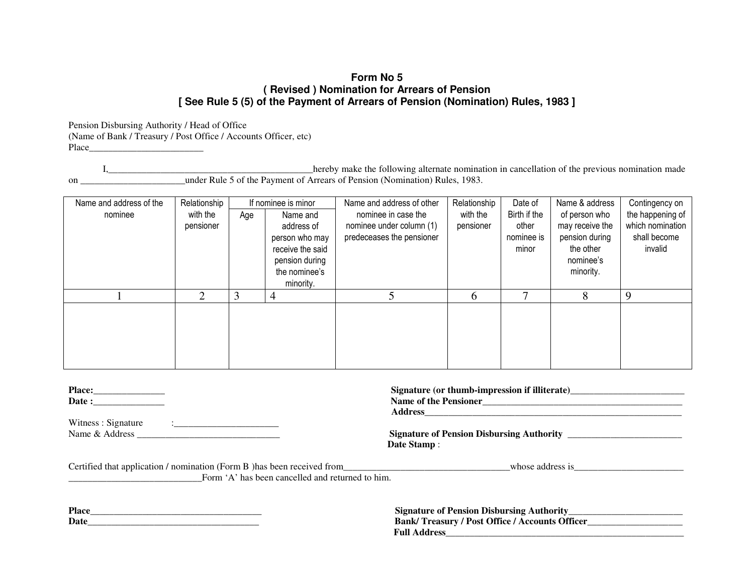# Form No 5

## ( Revised ) Nomination for Arrears of Pension

### [ See Rule 5 (5) of the Payment of Arrears of Pension (Nomination) Rules, 1983 ]

Pension Disbursing Authority / Head of Office
(Name of Bank / Treasury / Post Office / Accounts Officer, etc)
Place________________________

I,__________________________________________hereby make the following alternate nomination in cancellation of the previous nomination made on ______________________under Rule 5 of the Payment of Arrears of Pension (Nomination) Rules, 1983.

| Name and address of the nominee | Relationship with the pensioner | If nominee is minor | | Name and address of other nominee in case the nominee under column (1) predeceases the pensioner | Relationship with the pensioner | Date of Birth if the other nominee is minor | Name & address of person who may receive the pension during the other nominee's minority. | Contingency on the happening of which nomination shall become invalid |
|---|---|---|---|---|---|---|---|---|
| | | Age | Name and address of person who may receive the said pension during the nominee's minority. | | | | | |
| 1 | 2 | 3 | 4 | 5 | 6 | 7 | 8 | 9 |
| | | | | | | | | |

**Place:**_______________
**Date :**_______________

Witness : Signature :______________________
Name & Address _______________________________

**Signature (or thumb-impression if illiterate)**_________________________
**Name of the Pensioner**____________________________________________
**Address**__________________________________________________________

**Signature of Pension Disbursing Authority** _________________________
**Date Stamp** :

Certified that application / nomination (Form B )has been received from____________________________________whose address is_______________________ ____________________________Form 'A' has been cancelled and returned to him.

**Place**_____________________________________
**Date**_____________________________________

**Signature of Pension Disbursing Authority**_________________________
**Bank/ Treasury / Post Office / Accounts Officer**____________________
**Full Address**_____________________________________________________